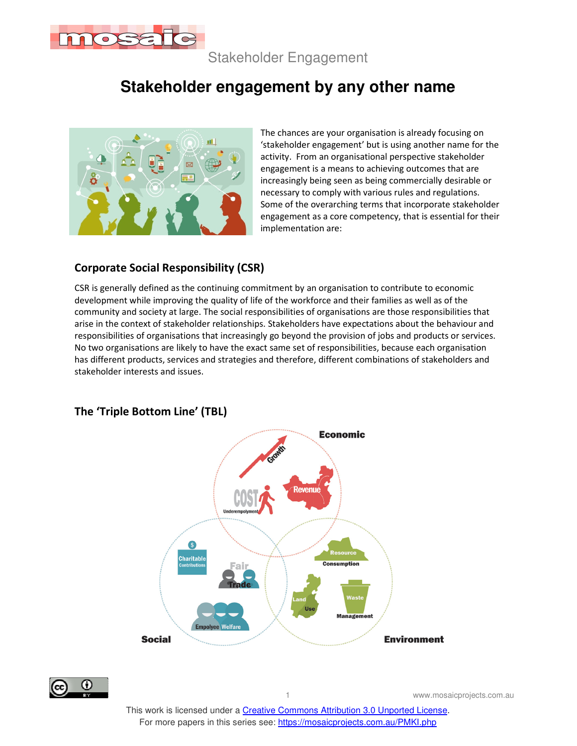# Stakeholder engagement by any other name

The chances are your organisation is already focusing on 'stakeholder engagement' but is using another name for the activity. From an organisational perspective stakeholder engagement is a means to achieving outcomes that are increasingly being seen as being commercially desirable or necessary to comply with various rules and regulations. Some of the overarching terms that incorporate stakeholder engagement as a core competency, that is essential for their implementation are:

## Corporate Social Responsibility (CSR)

CSR is generally defined as the continuing commitment by an organisation to contribute to economic development while improving the quality of life of the workforce and their families as well as of the community and society at large. The social responsibilities of organisations are those responsibilities that arise in the context of stakeholder relationships. Stakeholders have expectations about the behaviour and responsibilities of organisations that increasingly go beyond the provision of jobs and products or services. No two organisations are likely to have the exact same set of responsibilities, because each organisation has different products, services and strategies and therefore, different combinations of stakeholders and stakeholder interests and issues.

## The 'Triple Bottom Line' (TBL)

This work is licensed under a Creative Commons Attribution 3.0 Unported License.
For more papers in this series see: https://mosaicprojects.com.au/PMKI.php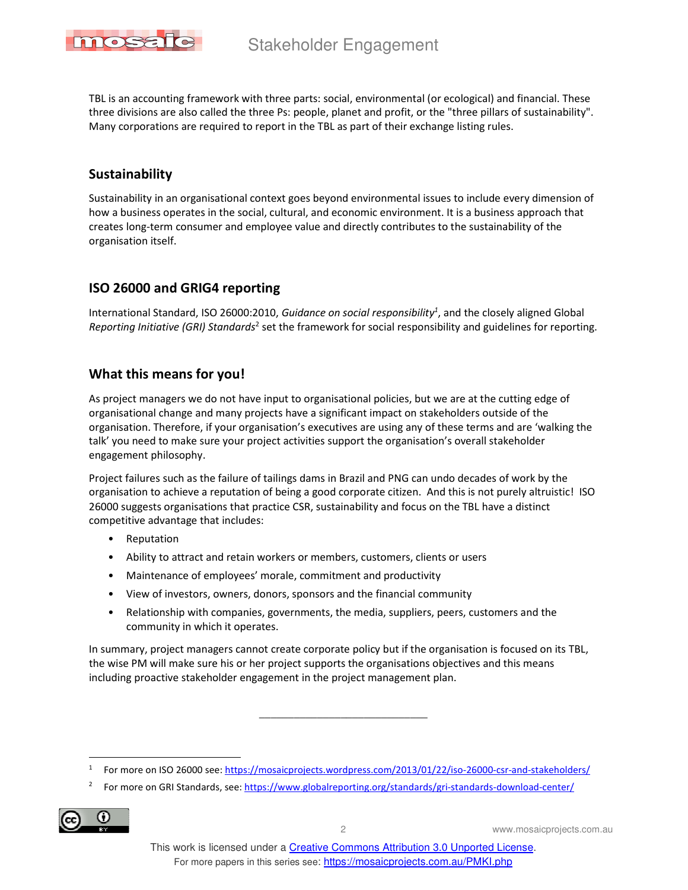TBL is an accounting framework with three parts: social, environmental (or ecological) and financial. These three divisions are also called the three Ps: people, planet and profit, or the "three pillars of sustainability". Many corporations are required to report in the TBL as part of their exchange listing rules.

## Sustainability

Sustainability in an organisational context goes beyond environmental issues to include every dimension of how a business operates in the social, cultural, and economic environment. It is a business approach that creates long-term consumer and employee value and directly contributes to the sustainability of the organisation itself.

## ISO 26000 and GRIG4 reporting

International Standard, ISO 26000:2010, *Guidance on social responsibility*[1], and the closely aligned Global *Reporting Initiative (GRI) Standards*[2] set the framework for social responsibility and guidelines for reporting.

## What this means for you!

As project managers we do not have input to organisational policies, but we are at the cutting edge of organisational change and many projects have a significant impact on stakeholders outside of the organisation. Therefore, if your organisation's executives are using any of these terms and are 'walking the talk' you need to make sure your project activities support the organisation's overall stakeholder engagement philosophy.

Project failures such as the failure of tailings dams in Brazil and PNG can undo decades of work by the organisation to achieve a reputation of being a good corporate citizen. And this is not purely altruistic! ISO 26000 suggests organisations that practice CSR, sustainability and focus on the TBL have a distinct competitive advantage that includes:

- Reputation
- Ability to attract and retain workers or members, customers, clients or users
- Maintenance of employees' morale, commitment and productivity
- View of investors, owners, donors, sponsors and the financial community
- Relationship with companies, governments, the media, suppliers, peers, customers and the community in which it operates.

In summary, project managers cannot create corporate policy but if the organisation is focused on its TBL, the wise PM will make sure his or her project supports the organisations objectives and this means including proactive stakeholder engagement in the project management plan.

---

[1] For more on ISO 26000 see: https://mosaicprojects.wordpress.com/2013/01/22/iso-26000-csr-and-stakeholders/

[2] For more on GRI Standards, see: https://www.globalreporting.org/standards/gri-standards-download-center/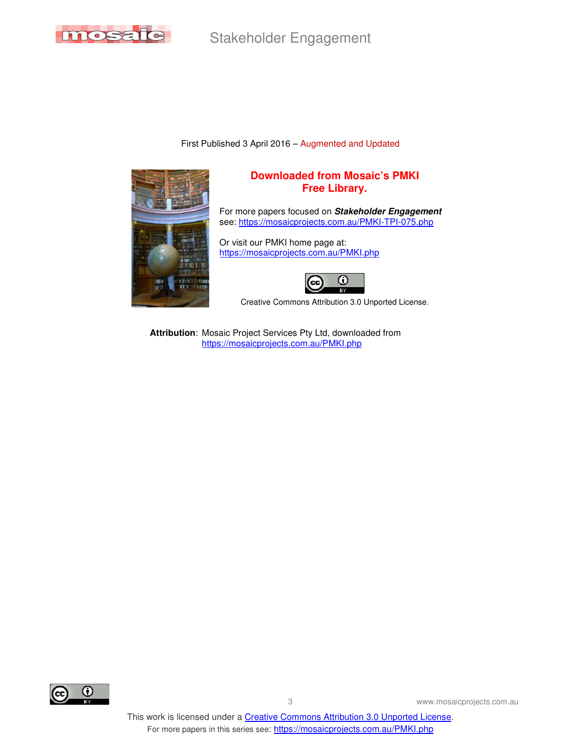First Published 3 April 2016 – Augmented and Updated

**Downloaded from Mosaic's PMKI Free Library.**

For more papers focused on ***Stakeholder Engagement*** see: https://mosaicprojects.com.au/PMKI-TPI-075.php

Or visit our PMKI home page at: https://mosaicprojects.com.au/PMKI.php

Creative Commons Attribution 3.0 Unported License.

**Attribution**: Mosaic Project Services Pty Ltd, downloaded from https://mosaicprojects.com.au/PMKI.php